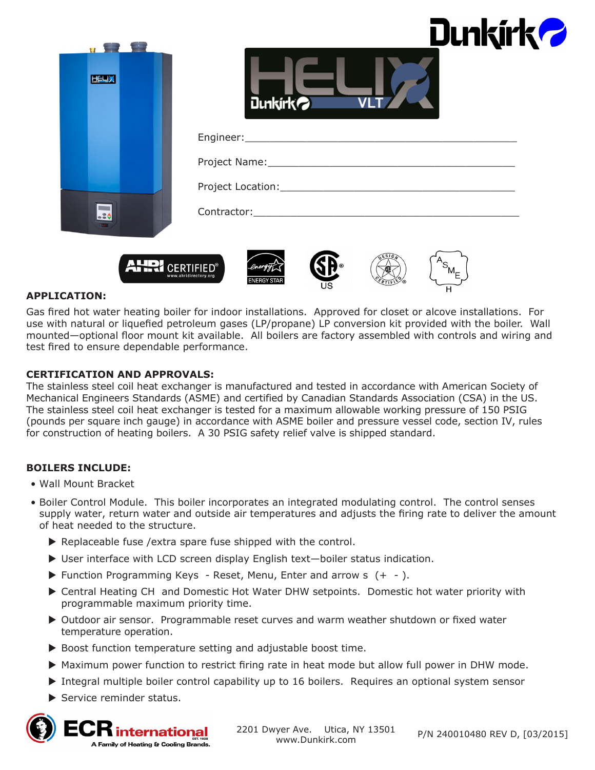Engineer:_______________________________________________

Project Name:___________________________________________

Project Location:________________________________________

Contractor:_____________________________________________

## APPLICATION:

Gas fired hot water heating boiler for indoor installations. Approved for closet or alcove installations. For use with natural or liquefied petroleum gases (LP/propane) LP conversion kit provided with the boiler. Wall mounted—optional floor mount kit available. All boilers are factory assembled with controls and wiring and test fired to ensure dependable performance.

## CERTIFICATION AND APPROVALS:

The stainless steel coil heat exchanger is manufactured and tested in accordance with American Society of Mechanical Engineers Standards (ASME) and certified by Canadian Standards Association (CSA) in the US. The stainless steel coil heat exchanger is tested for a maximum allowable working pressure of 150 PSIG (pounds per square inch gauge) in accordance with ASME boiler and pressure vessel code, section IV, rules for construction of heating boilers. A 30 PSIG safety relief valve is shipped standard.

## BOILERS INCLUDE:

- Wall Mount Bracket
- Boiler Control Module. This boiler incorporates an integrated modulating control. The control senses supply water, return water and outside air temperatures and adjusts the firing rate to deliver the amount of heat needed to the structure.
  - Replaceable fuse /extra spare fuse shipped with the control.
  - User interface with LCD screen display English text—boiler status indication.
  - Function Programming Keys - Reset, Menu, Enter and arrow s (+ - ).
  - Central Heating CH and Domestic Hot Water DHW setpoints. Domestic hot water priority with programmable maximum priority time.
  - Outdoor air sensor. Programmable reset curves and warm weather shutdown or fixed water temperature operation.
  - Boost function temperature setting and adjustable boost time.
  - Maximum power function to restrict firing rate in heat mode but allow full power in DHW mode.
  - Integral multiple boiler control capability up to 16 boilers. Requires an optional system sensor
  - Service reminder status.

2201 Dwyer Ave. Utica, NY 13501
www.Dunkirk.com

P/N 240010480 REV D, [03/2015]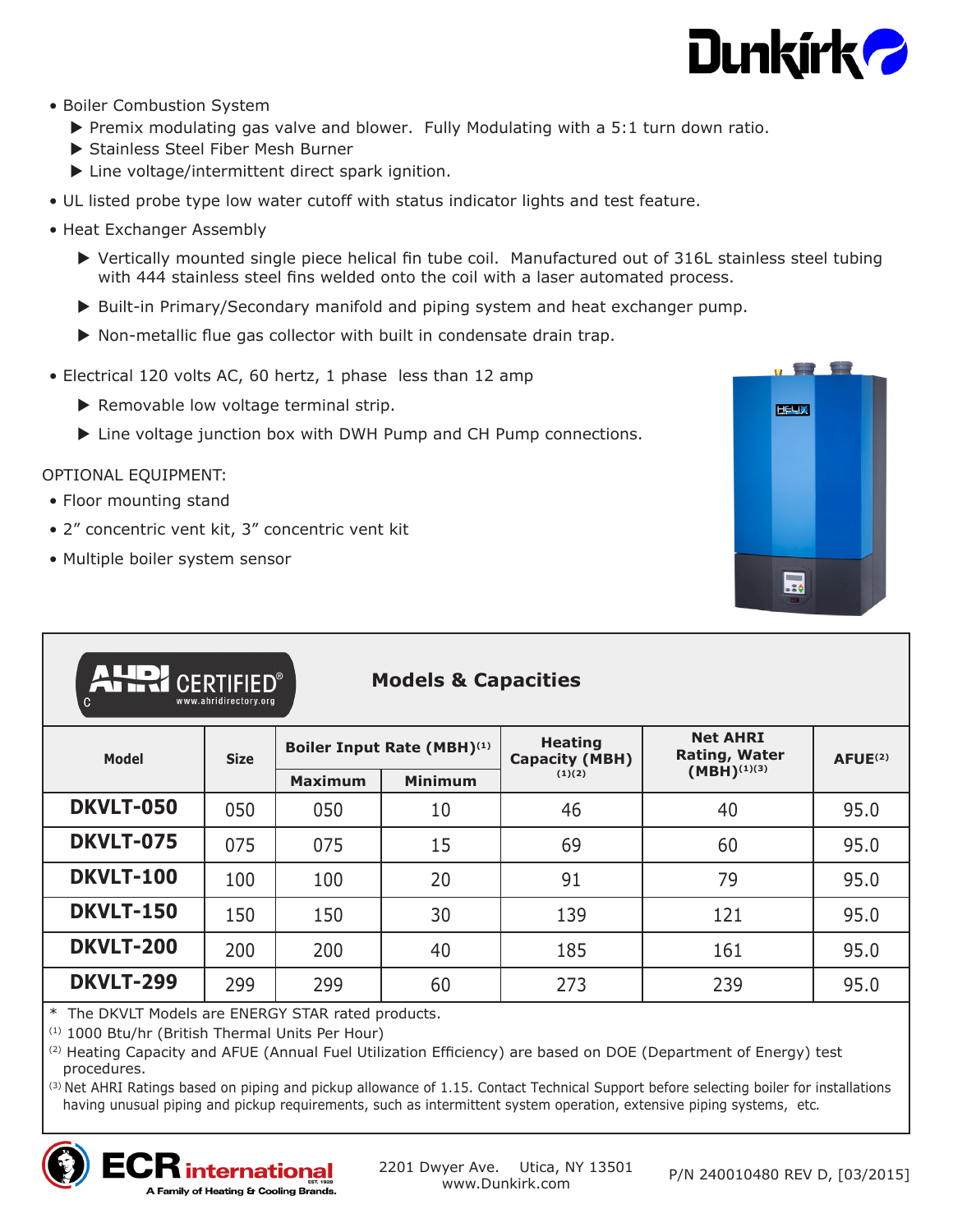- Boiler Combustion System
  - Premix modulating gas valve and blower. Fully Modulating with a 5:1 turn down ratio.
  - Stainless Steel Fiber Mesh Burner
  - Line voltage/intermittent direct spark ignition.
- UL listed probe type low water cutoff with status indicator lights and test feature.
- Heat Exchanger Assembly
  - Vertically mounted single piece helical fin tube coil. Manufactured out of 316L stainless steel tubing with 444 stainless steel fins welded onto the coil with a laser automated process.
  - Built-in Primary/Secondary manifold and piping system and heat exchanger pump.
  - Non-metallic flue gas collector with built in condensate drain trap.
- Electrical 120 volts AC, 60 hertz, 1 phase less than 12 amp
  - Removable low voltage terminal strip.
  - Line voltage junction box with DWH Pump and CH Pump connections.

OPTIONAL EQUIPMENT:

- Floor mounting stand
- 2" concentric vent kit, 3" concentric vent kit
- Multiple boiler system sensor

## Models & Capacities

| Model | Size | Boiler Input Rate (MBH)[1] | | Heating Capacity (MBH)[1][2] | Net AHRI Rating, Water (MBH)[1][3] | AFUE[2] |
|---|---|---|---|---|---|---|
| | | Maximum | Minimum | | | |
| **DKVLT-050** | 050 | 050 | 10 | 46 | 40 | 95.0 |
| **DKVLT-075** | 075 | 075 | 15 | 69 | 60 | 95.0 |
| **DKVLT-100** | 100 | 100 | 20 | 91 | 79 | 95.0 |
| **DKVLT-150** | 150 | 150 | 30 | 139 | 121 | 95.0 |
| **DKVLT-200** | 200 | 200 | 40 | 185 | 161 | 95.0 |
| **DKVLT-299** | 299 | 299 | 60 | 273 | 239 | 95.0 |

\* The DKVLT Models are ENERGY STAR rated products.

[1] 1000 Btu/hr (British Thermal Units Per Hour)

[2] Heating Capacity and AFUE (Annual Fuel Utilization Efficiency) are based on DOE (Department of Energy) test procedures.

[3] Net AHRI Ratings based on piping and pickup allowance of 1.15. Contact Technical Support before selecting boiler for installations having unusual piping and pickup requirements, such as intermittent system operation, extensive piping systems, etc.

2201 Dwyer Ave. Utica, NY 13501
www.Dunkirk.com

P/N 240010480 REV D, [03/2015]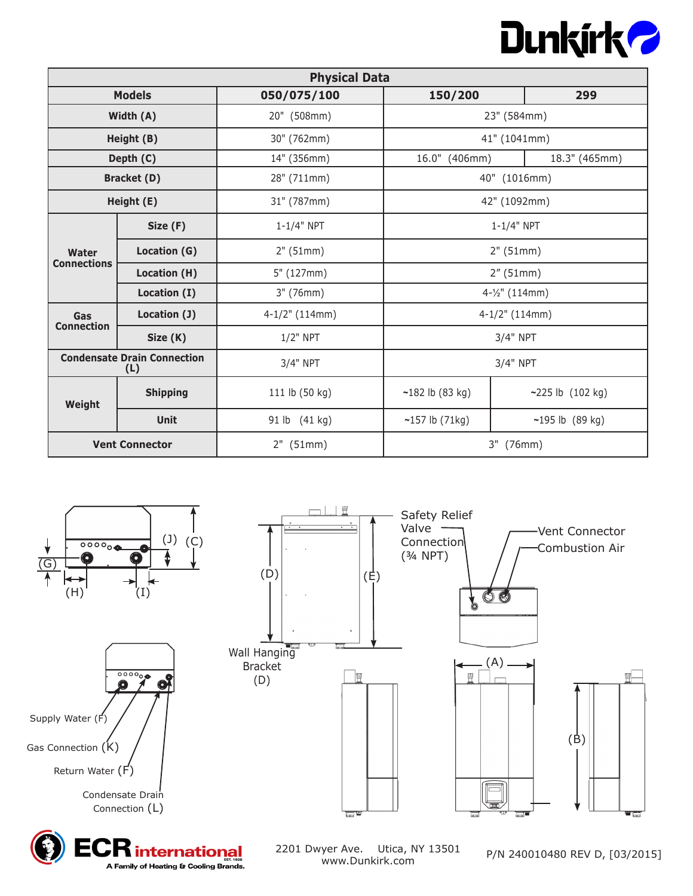## Physical Data

| Models | | 050/075/100 | 150/200 | 299 |
|---|---|---|---|---|
| Width (A) | | 20" (508mm) | 23" (584mm) | |
| Height (B) | | 30" (762mm) | 41" (1041mm) | |
| Depth (C) | | 14" (356mm) | 16.0" (406mm) | 18.3" (465mm) |
| Bracket (D) | | 28" (711mm) | 40" (1016mm) | |
| Height (E) | | 31" (787mm) | 42" (1092mm) | |
| Water Connections | Size (F) | 1-1/4" NPT | 1-1/4" NPT | |
| | Location (G) | 2" (51mm) | 2" (51mm) | |
| | Location (H) | 5" (127mm) | 2" (51mm) | |
| | Location (I) | 3" (76mm) | 4-½" (114mm) | |
| Gas Connection | Location (J) | 4-1/2" (114mm) | 4-1/2" (114mm) | |
| | Size (K) | 1/2" NPT | 3/4" NPT | |
| Condensate Drain Connection (L) | | 3/4" NPT | 3/4" NPT | |
| Weight | Shipping | 111 lb (50 kg) | ~182 lb (83 kg) | ~225 lb (102 kg) |
| | Unit | 91 lb (41 kg) | ~157 lb (71kg) | ~195 lb (89 kg) |
| Vent Connector | | 2" (51mm) | 3" (76mm) | |

(G) (H) (I) (J) (C)

Supply Water (F)

Gas Connection (K)

Return Water (F)

Condensate Drain Connection (L)

(D) (E)

Wall Hanging Bracket (D)

Safety Relief Valve Connection (¾ NPT)

Vent Connector

Combustion Air

(A) (B)

2201 Dwyer Ave. Utica, NY 13501
www.Dunkirk.com

P/N 240010480 REV D, [03/2015]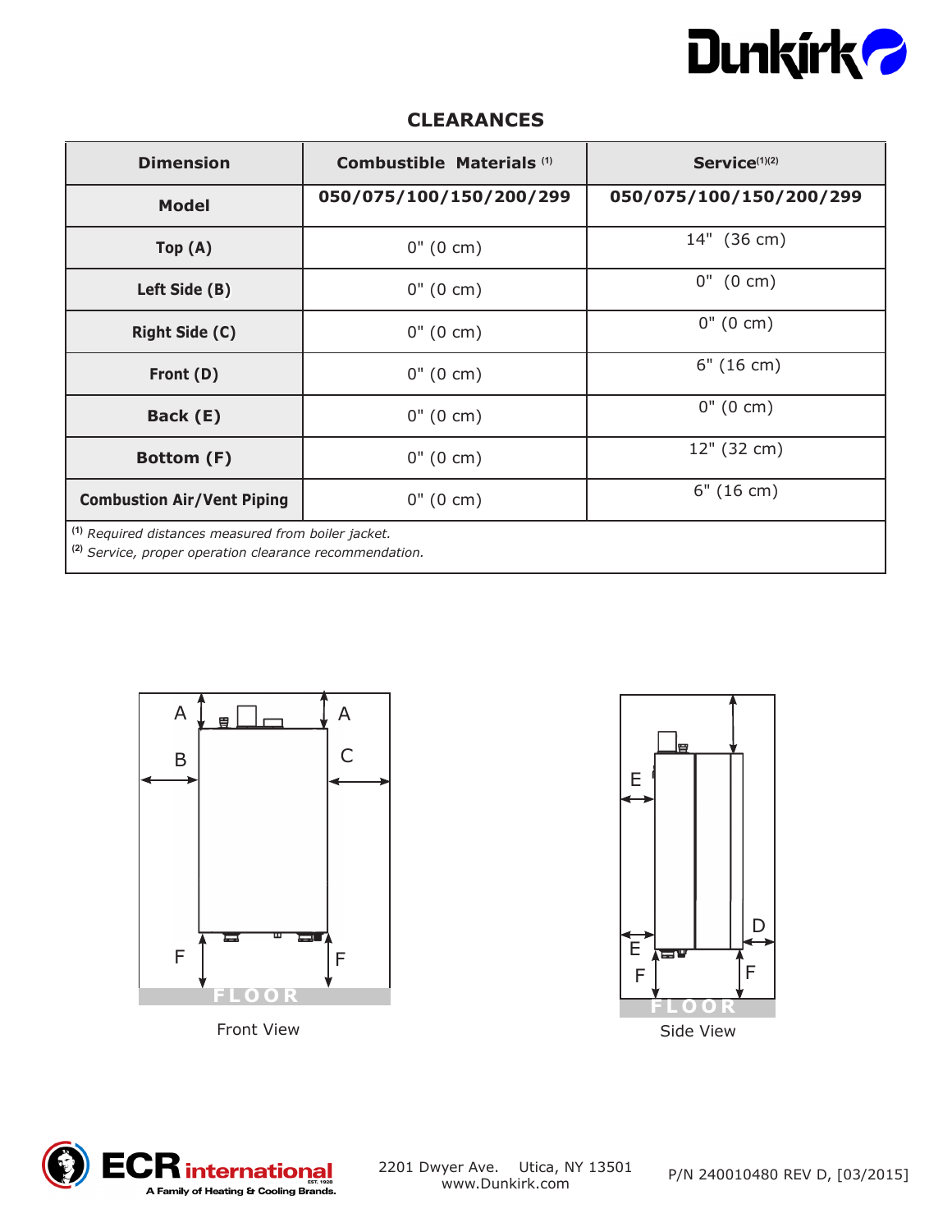## CLEARANCES

| Dimension | Combustible Materials [1] | Service[1][2] |
|---|---|---|
| Model | 050/075/100/150/200/299 | 050/075/100/150/200/299 |
| Top (A) | 0" (0 cm) | 14" (36 cm) |
| Left Side (B) | 0" (0 cm) | 0" (0 cm) |
| Right Side (C) | 0" (0 cm) | 0" (0 cm) |
| Front (D) | 0" (0 cm) | 6" (16 cm) |
| Back (E) | 0" (0 cm) | 0" (0 cm) |
| Bottom (F) | 0" (0 cm) | 12" (32 cm) |
| Combustion Air/Vent Piping | 0" (0 cm) | 6" (16 cm) |

[1] *Required distances measured from boiler jacket.*
[2] *Service, proper operation clearance recommendation.*

Front View

Side View

2201 Dwyer Ave. Utica, NY 13501
www.Dunkirk.com

P/N 240010480 REV D, [03/2015]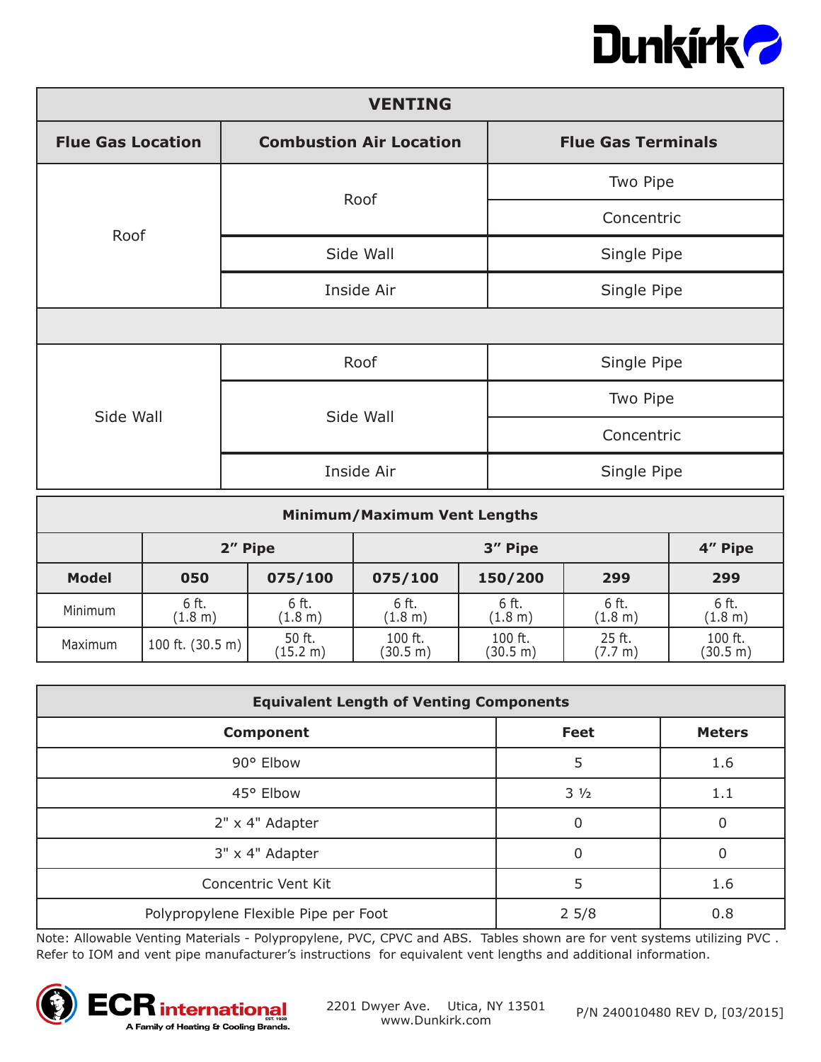| VENTING | | |
|---|---|---|
| **Flue Gas Location** | **Combustion Air Location** | **Flue Gas Terminals** |
| Roof | Roof | Two Pipe |
| | | Concentric |
| | Side Wall | Single Pipe |
| | Inside Air | Single Pipe |
| | | |
| Side Wall | Roof | Single Pipe |
| | Side Wall | Two Pipe |
| | | Concentric |
| | Inside Air | Single Pipe |

| Minimum/Maximum Vent Lengths | | | | | | |
|---|---|---|---|---|---|---|
| | 2" Pipe | | 3" Pipe | | | 4" Pipe |
| **Model** | **050** | **075/100** | **075/100** | **150/200** | **299** | **299** |
| Minimum | 6 ft. (1.8 m) | 6 ft. (1.8 m) | 6 ft. (1.8 m) | 6 ft. (1.8 m) | 6 ft. (1.8 m) | 6 ft. (1.8 m) |
| Maximum | 100 ft. (30.5 m) | 50 ft. (15.2 m) | 100 ft. (30.5 m) | 100 ft. (30.5 m) | 25 ft. (7.7 m) | 100 ft. (30.5 m) |

| Equivalent Length of Venting Components | | |
|---|---|---|
| **Component** | **Feet** | **Meters** |
| 90° Elbow | 5 | 1.6 |
| 45° Elbow | 3 ½ | 1.1 |
| 2" x 4" Adapter | 0 | 0 |
| 3" x 4" Adapter | 0 | 0 |
| Concentric Vent Kit | 5 | 1.6 |
| Polypropylene Flexible Pipe per Foot | 2 5/8 | 0.8 |

Note: Allowable Venting Materials - Polypropylene, PVC, CPVC and ABS. Tables shown are for vent systems utilizing PVC. Refer to IOM and vent pipe manufacturer's instructions for equivalent vent lengths and additional information.

2201 Dwyer Ave. Utica, NY 13501
www.Dunkirk.com

P/N 240010480 REV D, [03/2015]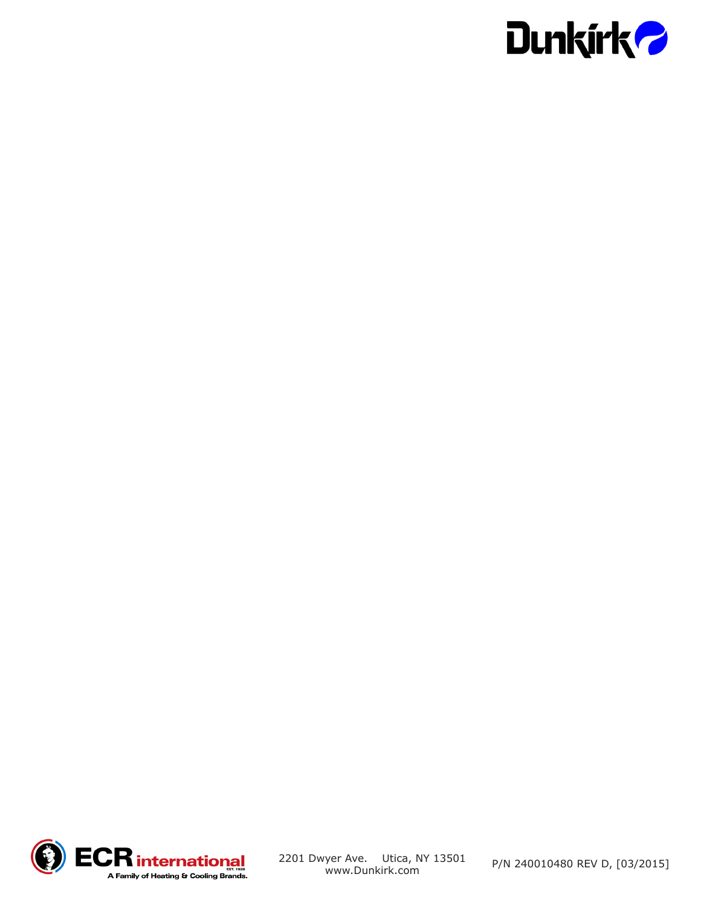Dunkirk

ECR international
A Family of Heating & Cooling Brands.

2201 Dwyer Ave. Utica, NY 13501
www.Dunkirk.com

P/N 240010480 REV D, [03/2015]